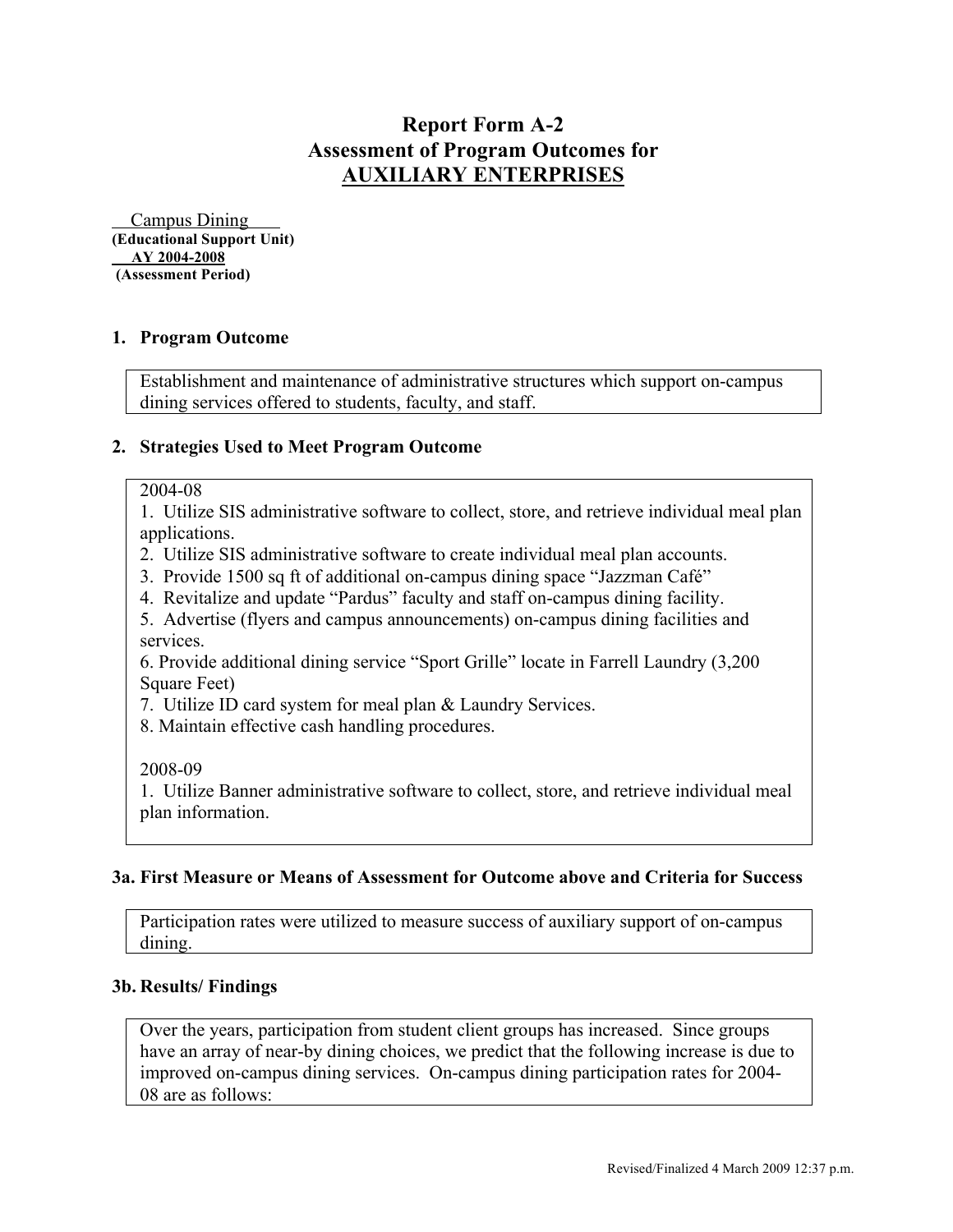# Report Form A-2
# Assessment of Program Outcomes for
# AUXILIARY ENTERPRISES

Campus Dining
**(Educational Support Unit)**
**AY 2004-2008**
**(Assessment Period)**

## 1. Program Outcome

Establishment and maintenance of administrative structures which support on-campus dining services offered to students, faculty, and staff.

## 2. Strategies Used to Meet Program Outcome

2004-08

1. Utilize SIS administrative software to collect, store, and retrieve individual meal plan applications.
2. Utilize SIS administrative software to create individual meal plan accounts.
3. Provide 1500 sq ft of additional on-campus dining space "Jazzman Café"
4. Revitalize and update "Pardus" faculty and staff on-campus dining facility.
5. Advertise (flyers and campus announcements) on-campus dining facilities and services.
6. Provide additional dining service "Sport Grille" locate in Farrell Laundry (3,200 Square Feet)
7. Utilize ID card system for meal plan & Laundry Services.
8. Maintain effective cash handling procedures.

2008-09

1. Utilize Banner administrative software to collect, store, and retrieve individual meal plan information.

## 3a. First Measure or Means of Assessment for Outcome above and Criteria for Success

Participation rates were utilized to measure success of auxiliary support of on-campus dining.

## 3b. Results/ Findings

Over the years, participation from student client groups has increased. Since groups have an array of near-by dining choices, we predict that the following increase is due to improved on-campus dining services. On-campus dining participation rates for 2004-08 are as follows: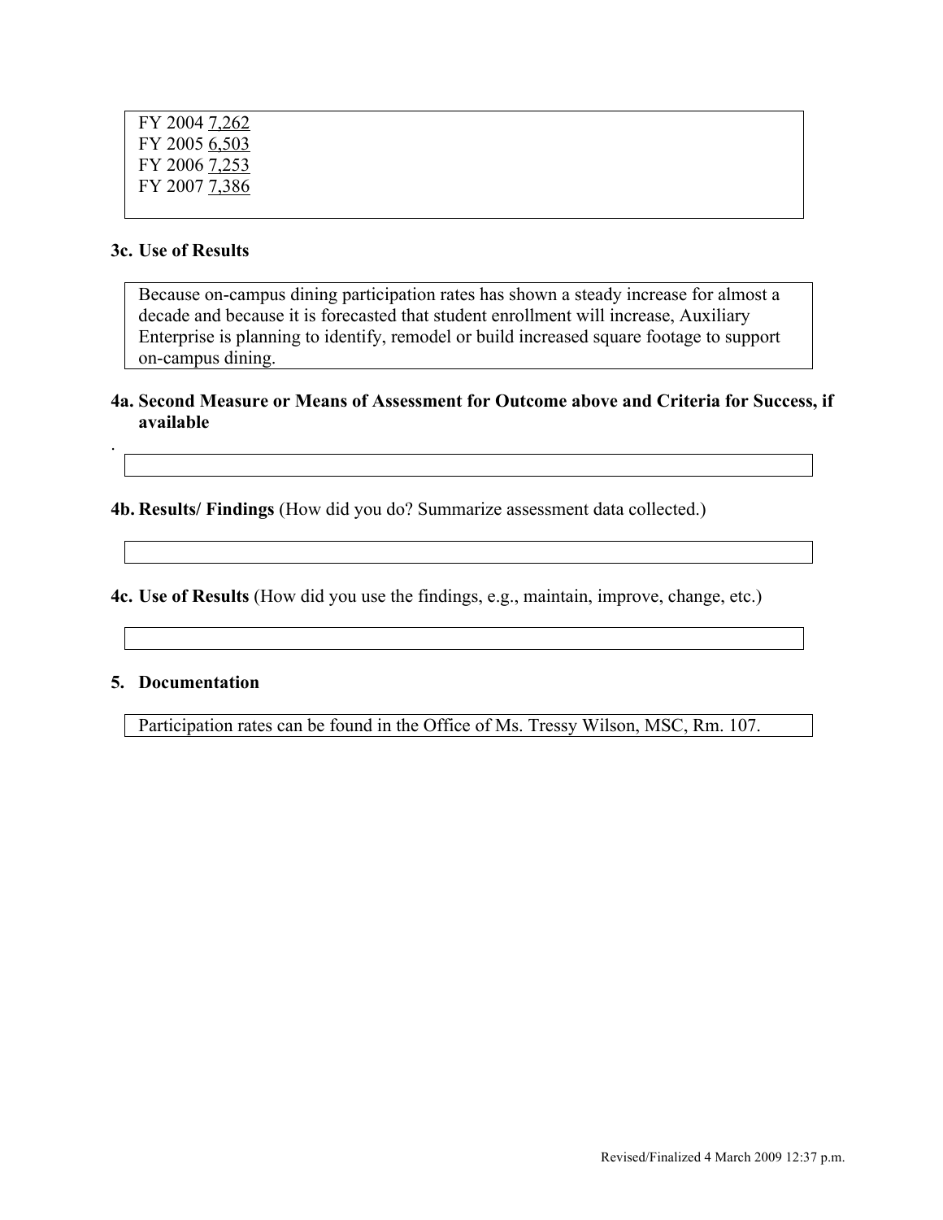FY 2004 7,262
FY 2005 6,503
FY 2006 7,253
FY 2007 7,386

**3c. Use of Results**

Because on-campus dining participation rates has shown a steady increase for almost a decade and because it is forecasted that student enrollment will increase, Auxiliary Enterprise is planning to identify, remodel or build increased square footage to support on-campus dining.

**4a. Second Measure or Means of Assessment for Outcome above and Criteria for Success, if available**

.

**4b. Results/ Findings** (How did you do? Summarize assessment data collected.)

**4c. Use of Results** (How did you use the findings, e.g., maintain, improve, change, etc.)

**5. Documentation**

Participation rates can be found in the Office of Ms. Tressy Wilson, MSC, Rm. 107.

Revised/Finalized 4 March 2009 12:37 p.m.